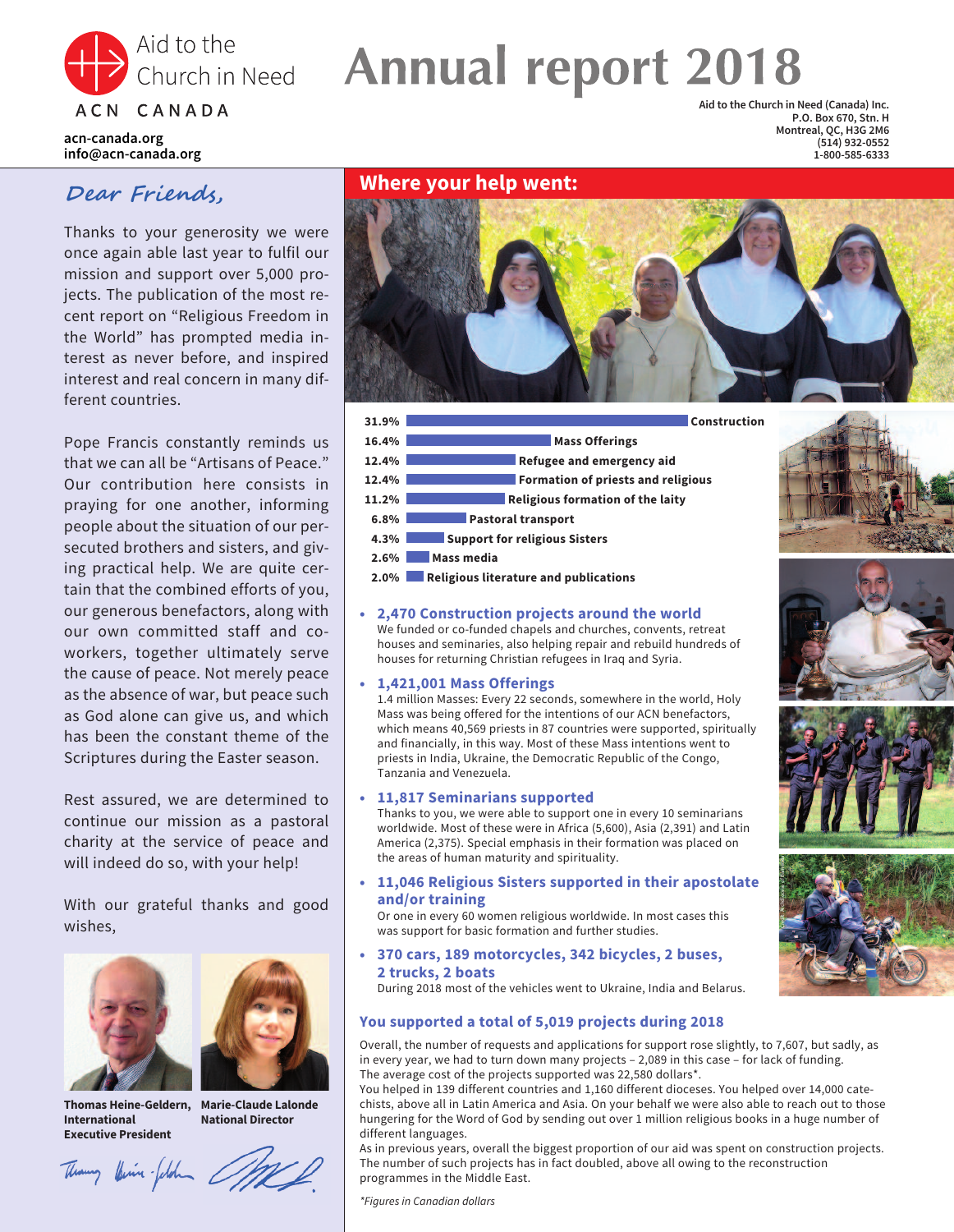Aid to the Church in Need

ACN CANADA

acn-canada.org
info@acn-canada.org

# Annual report 2018

**Aid to the Church in Need (Canada) Inc.**
**P.O. Box 670, Stn. H**
**Montreal, QC, H3G 2M6**
**(514) 932-0552**
**1-800-585-6333**

## Dear Friends,

Thanks to your generosity we were once again able last year to fulfil our mission and support over 5,000 projects. The publication of the most recent report on "Religious Freedom in the World" has prompted media interest as never before, and inspired interest and real concern in many different countries.

Pope Francis constantly reminds us that we can all be "Artisans of Peace." Our contribution here consists in praying for one another, informing people about the situation of our persecuted brothers and sisters, and giving practical help. We are quite certain that the combined efforts of you, our generous benefactors, along with our own committed staff and co-workers, together ultimately serve the cause of peace. Not merely peace as the absence of war, but peace such as God alone can give us, and which has been the constant theme of the Scriptures during the Easter season.

Rest assured, we are determined to continue our mission as a pastoral charity at the service of peace and will indeed do so, with your help!

With our grateful thanks and good wishes,

**Thomas Heine-Geldern, International Executive President**

**Marie-Claude Lalonde National Director**

## Where your help went:

| % | Category |
|---|---|
| 31.9% | Construction |
| 16.4% | Mass Offerings |
| 12.4% | Refugee and emergency aid |
| 12.4% | Formation of priests and religious |
| 11.2% | Religious formation of the laity |
| 6.8% | Pastoral transport |
| 4.3% | Support for religious Sisters |
| 2.6% | Mass media |
| 2.0% | Religious literature and publications |

- **2,470 Construction projects around the world**
  We funded or co-funded chapels and churches, convents, retreat houses and seminaries, also helping repair and rebuild hundreds of houses for returning Christian refugees in Iraq and Syria.
- **1,421,001 Mass Offerings**
  1.4 million Masses: Every 22 seconds, somewhere in the world, Holy Mass was being offered for the intentions of our ACN benefactors, which means 40,569 priests in 87 countries were supported, spiritually and financially, in this way. Most of these Mass intentions went to priests in India, Ukraine, the Democratic Republic of the Congo, Tanzania and Venezuela.
- **11,817 Seminarians supported**
  Thanks to you, we were able to support one in every 10 seminarians worldwide. Most of these were in Africa (5,600), Asia (2,391) and Latin America (2,375). Special emphasis in their formation was placed on the areas of human maturity and spirituality.
- **11,046 Religious Sisters supported in their apostolate and/or training**
  Or one in every 60 women religious worldwide. In most cases this was support for basic formation and further studies.
- **370 cars, 189 motorcycles, 342 bicycles, 2 buses, 2 trucks, 2 boats**
  During 2018 most of the vehicles went to Ukraine, India and Belarus.

### You supported a total of 5,019 projects during 2018

Overall, the number of requests and applications for support rose slightly, to 7,607, but sadly, as in every year, we had to turn down many projects – 2,089 in this case – for lack of funding.
The average cost of the projects supported was 22,580 dollars*.
You helped in 139 different countries and 1,160 different dioceses. You helped over 14,000 catechists, above all in Latin America and Asia. On your behalf we were also able to reach out to those hungering for the Word of God by sending out over 1 million religious books in a huge number of different languages.
As in previous years, overall the biggest proportion of our aid was spent on construction projects. The number of such projects has in fact doubled, above all owing to the reconstruction programmes in the Middle East.

*\*Figures in Canadian dollars*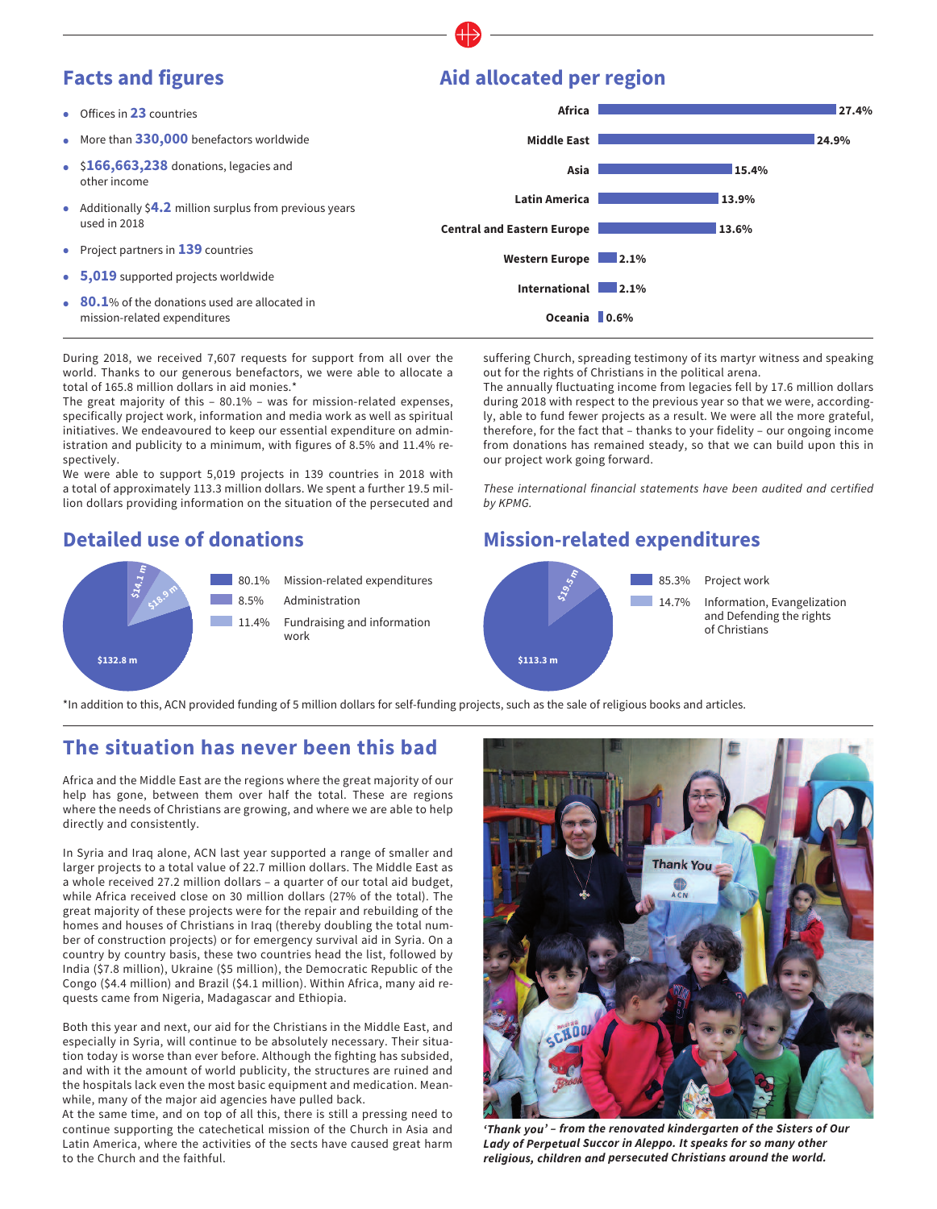## Facts and figures

- Offices in **23** countries
- More than **330,000** benefactors worldwide
- $**166,663,238** donations, legacies and other income
- Additionally $**4.2** million surplus from previous years used in 2018
- Project partners in **139** countries
- **5,019** supported projects worldwide
- **80.1**% of the donations used are allocated in mission-related expenditures

## Aid allocated per region

Africa 27.4%
Middle East 24.9%
Asia 15.4%
Latin America 13.9%
Central and Eastern Europe 13.6%
Western Europe 2.1%
International 2.1%
Oceania 0.6%

During 2018, we received 7,607 requests for support from all over the world. Thanks to our generous benefactors, we were able to allocate a total of 165.8 million dollars in aid monies.*
The great majority of this – 80.1% – was for mission-related expenses, specifically project work, information and media work as well as spiritual initiatives. We endeavoured to keep our essential expenditure on administration and publicity to a minimum, with figures of 8.5% and 11.4% respectively.
We were able to support 5,019 projects in 139 countries in 2018 with a total of approximately 113.3 million dollars. We spent a further 19.5 million dollars providing information on the situation of the persecuted and suffering Church, spreading testimony of its martyr witness and speaking out for the rights of Christians in the political arena.
The annually fluctuating income from legacies fell by 17.6 million dollars during 2018 with respect to the previous year so that we were, accordingly, able to fund fewer projects as a result. We were all the more grateful, therefore, for the fact that – thanks to your fidelity – our ongoing income from donations has remained steady, so that we can build upon this in our project work going forward.

*These international financial statements have been audited and certified by KPMG.*

## Detailed use of donations

$14.1 m
$18.9 m
$132.8 m

80.1% Mission-related expenditures
8.5% Administration
11.4% Fundraising and information work

## Mission-related expenditures

$19.5 m
$113.3 m

85.3% Project work
14.7% Information, Evangelization and Defending the rights of Christians

*In addition to this, ACN provided funding of 5 million dollars for self-funding projects, such as the sale of religious books and articles.

## The situation has never been this bad

Africa and the Middle East are the regions where the great majority of our help has gone, between them over half the total. These are regions where the needs of Christians are growing, and where we are able to help directly and consistently.

In Syria and Iraq alone, ACN last year supported a range of smaller and larger projects to a total value of 22.7 million dollars. The Middle East as a whole received 27.2 million dollars – a quarter of our total aid budget, while Africa received close on 30 million dollars (27% of the total). The great majority of these projects were for the repair and rebuilding of the homes and houses of Christians in Iraq (thereby doubling the total number of construction projects) or for emergency survival aid in Syria. On a country by country basis, these two countries head the list, followed by India ($7.8 million), Ukraine ($5 million), the Democratic Republic of the Congo ($4.4 million) and Brazil ($4.1 million). Within Africa, many aid requests came from Nigeria, Madagascar and Ethiopia.

Both this year and next, our aid for the Christians in the Middle East, and especially in Syria, will continue to be absolutely necessary. Their situation today is worse than ever before. Although the fighting has subsided, and with it the amount of world publicity, the structures are ruined and the hospitals lack even the most basic equipment and medication. Meanwhile, many of the major aid agencies have pulled back.
At the same time, and on top of all this, there is still a pressing need to continue supporting the catechetical mission of the Church in Asia and Latin America, where the activities of the sects have caused great harm to the Church and the faithful.

***'Thank you' – from the renovated kindergarten of the Sisters of Our Lady of Perpetual Succor in Aleppo. It speaks for so many other religious, children and persecuted Christians around the world.***